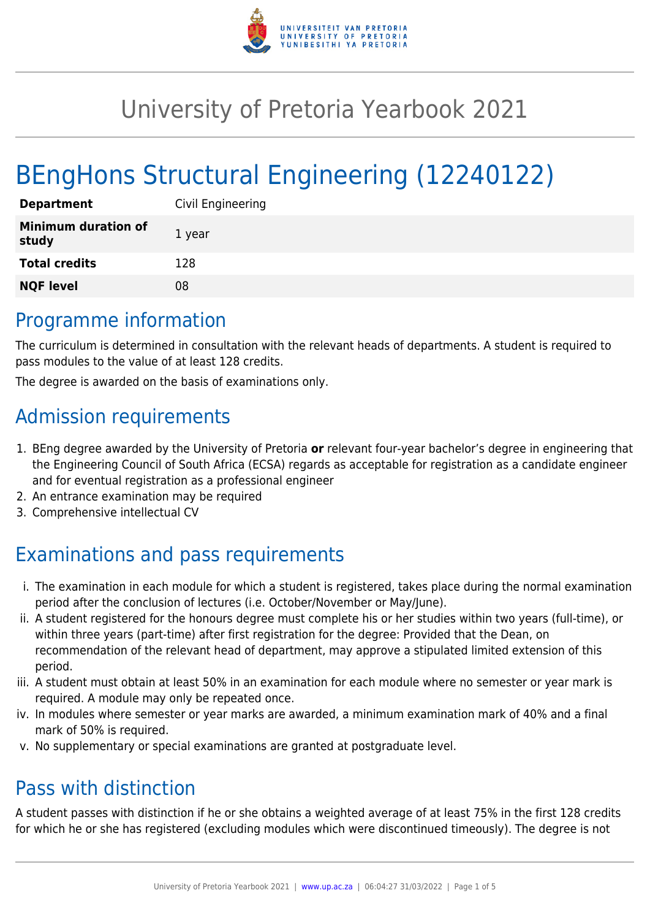# University of Pretoria Yearbook 2021

# BEngHons Structural Engineering (12240122)

| | |
|---|---|
| **Department** | Civil Engineering |
| **Minimum duration of study** | 1 year |
| **Total credits** | 128 |
| **NQF level** | 08 |

## Programme information

The curriculum is determined in consultation with the relevant heads of departments. A student is required to pass modules to the value of at least 128 credits.

The degree is awarded on the basis of examinations only.

## Admission requirements

1. BEng degree awarded by the University of Pretoria **or** relevant four-year bachelor's degree in engineering that the Engineering Council of South Africa (ECSA) regards as acceptable for registration as a candidate engineer and for eventual registration as a professional engineer
2. An entrance examination may be required
3. Comprehensive intellectual CV

## Examinations and pass requirements

i. The examination in each module for which a student is registered, takes place during the normal examination period after the conclusion of lectures (i.e. October/November or May/June).
ii. A student registered for the honours degree must complete his or her studies within two years (full-time), or within three years (part-time) after first registration for the degree: Provided that the Dean, on recommendation of the relevant head of department, may approve a stipulated limited extension of this period.
iii. A student must obtain at least 50% in an examination for each module where no semester or year mark is required. A module may only be repeated once.
iv. In modules where semester or year marks are awarded, a minimum examination mark of 40% and a final mark of 50% is required.
v. No supplementary or special examinations are granted at postgraduate level.

## Pass with distinction

A student passes with distinction if he or she obtains a weighted average of at least 75% in the first 128 credits for which he or she has registered (excluding modules which were discontinued timeously). The degree is not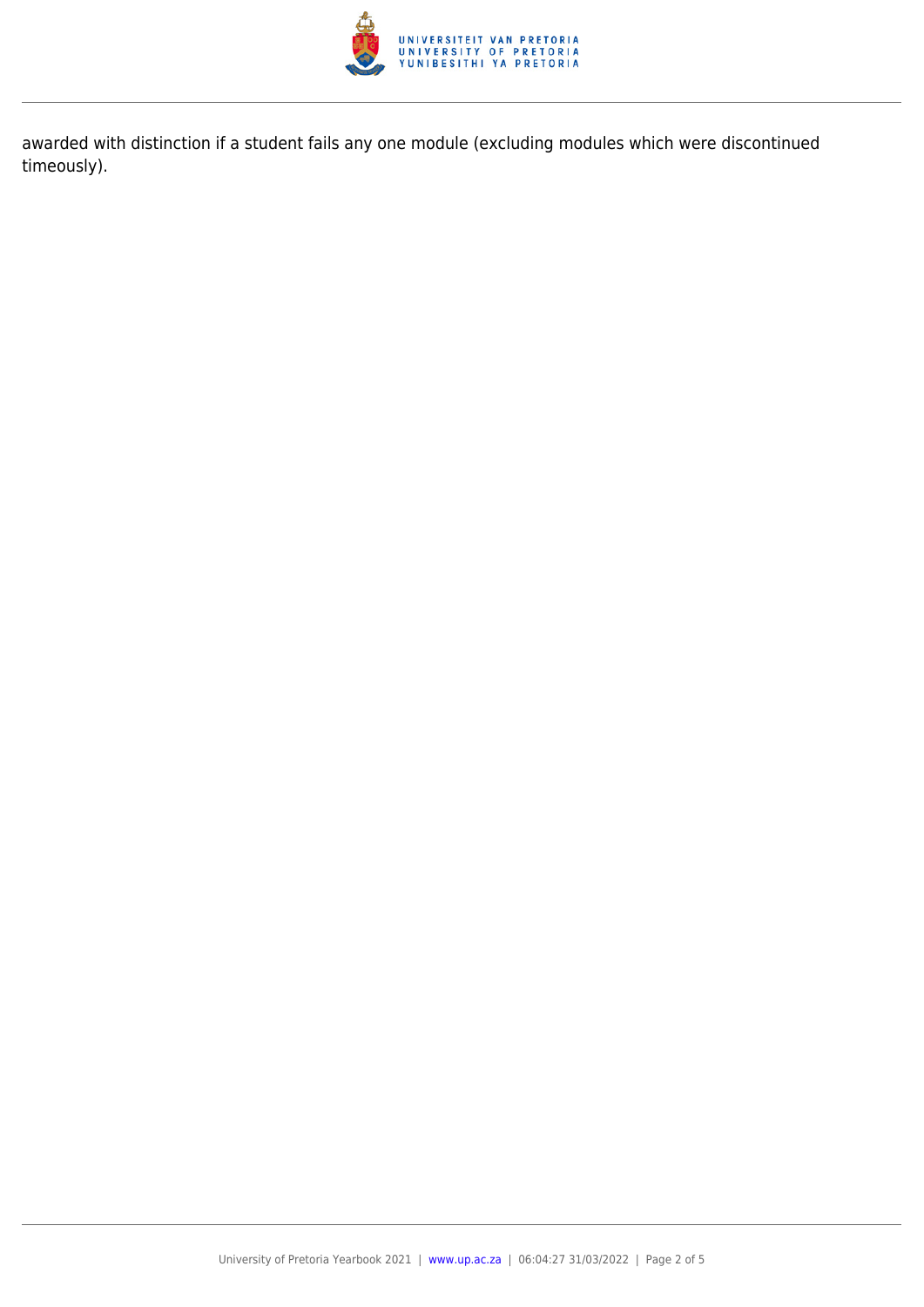awarded with distinction if a student fails any one module (excluding modules which were discontinued timeously).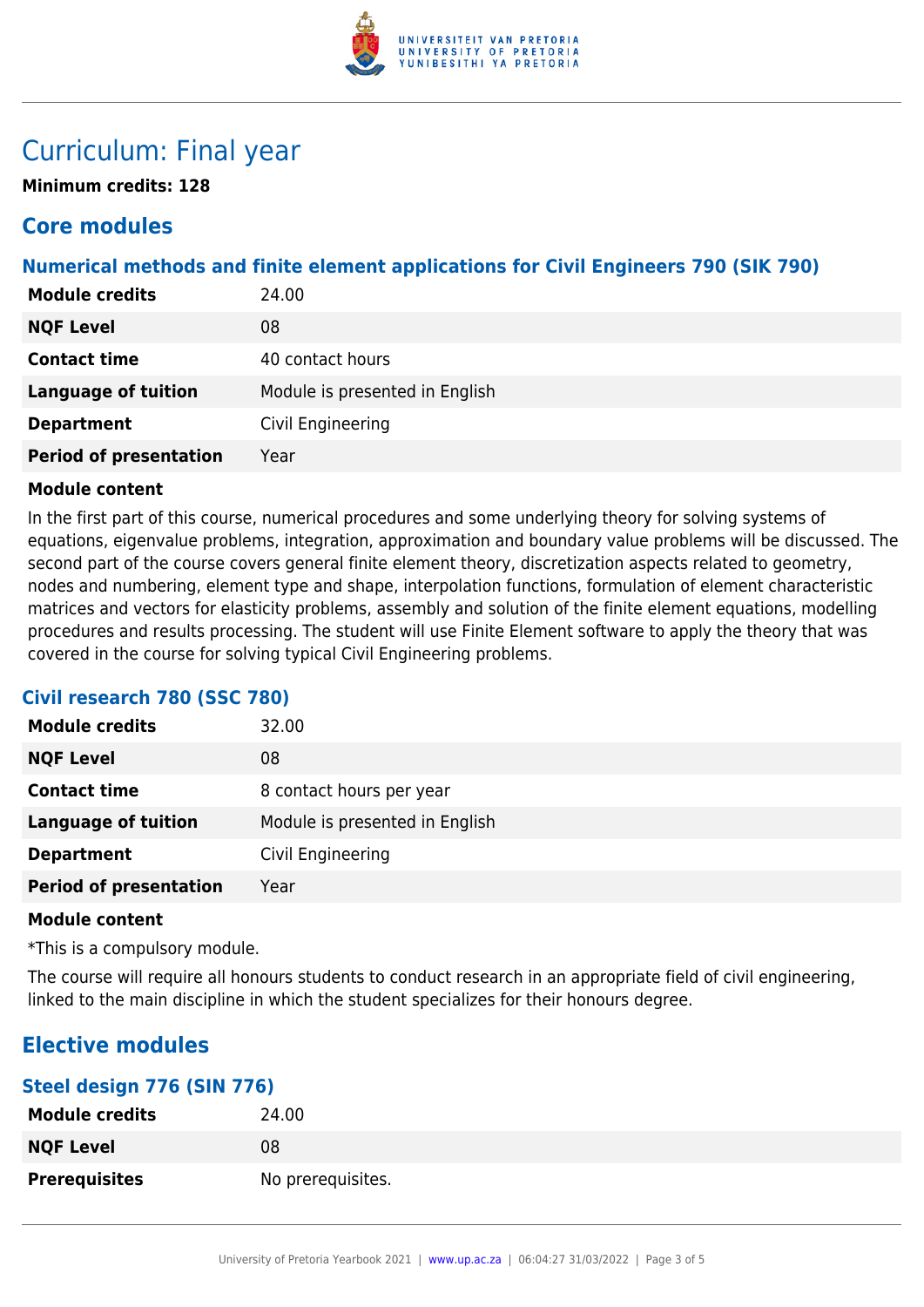# Curriculum: Final year

**Minimum credits: 128**

## Core modules

### Numerical methods and finite element applications for Civil Engineers 790 (SIK 790)

| | |
|---|---|
| **Module credits** | 24.00 |
| **NQF Level** | 08 |
| **Contact time** | 40 contact hours |
| **Language of tuition** | Module is presented in English |
| **Department** | Civil Engineering |
| **Period of presentation** | Year |

**Module content**

In the first part of this course, numerical procedures and some underlying theory for solving systems of equations, eigenvalue problems, integration, approximation and boundary value problems will be discussed. The second part of the course covers general finite element theory, discretization aspects related to geometry, nodes and numbering, element type and shape, interpolation functions, formulation of element characteristic matrices and vectors for elasticity problems, assembly and solution of the finite element equations, modelling procedures and results processing. The student will use Finite Element software to apply the theory that was covered in the course for solving typical Civil Engineering problems.

### Civil research 780 (SSC 780)

| | |
|---|---|
| **Module credits** | 32.00 |
| **NQF Level** | 08 |
| **Contact time** | 8 contact hours per year |
| **Language of tuition** | Module is presented in English |
| **Department** | Civil Engineering |
| **Period of presentation** | Year |

**Module content**

*This is a compulsory module.

The course will require all honours students to conduct research in an appropriate field of civil engineering, linked to the main discipline in which the student specializes for their honours degree.

## Elective modules

### Steel design 776 (SIN 776)

| | |
|---|---|
| **Module credits** | 24.00 |
| **NQF Level** | 08 |
| **Prerequisites** | No prerequisites. |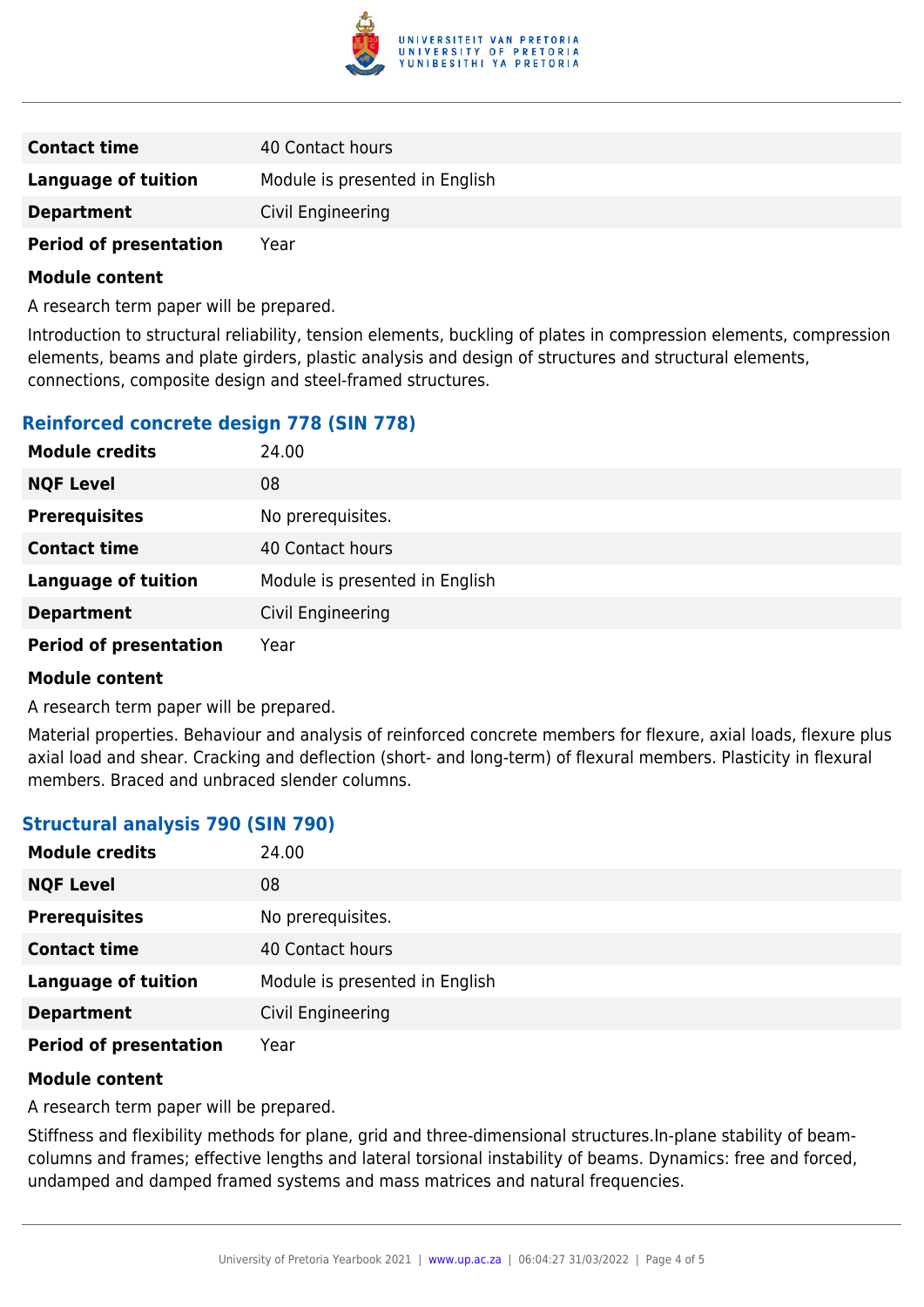| | |
|---|---|
| **Contact time** | 40 Contact hours |
| **Language of tuition** | Module is presented in English |
| **Department** | Civil Engineering |
| **Period of presentation** | Year |

**Module content**

A research term paper will be prepared.

Introduction to structural reliability, tension elements, buckling of plates in compression elements, compression elements, beams and plate girders, plastic analysis and design of structures and structural elements, connections, composite design and steel-framed structures.

### Reinforced concrete design 778 (SIN 778)

| | |
|---|---|
| **Module credits** | 24.00 |
| **NQF Level** | 08 |
| **Prerequisites** | No prerequisites. |
| **Contact time** | 40 Contact hours |
| **Language of tuition** | Module is presented in English |
| **Department** | Civil Engineering |
| **Period of presentation** | Year |

**Module content**

A research term paper will be prepared.

Material properties. Behaviour and analysis of reinforced concrete members for flexure, axial loads, flexure plus axial load and shear. Cracking and deflection (short- and long-term) of flexural members. Plasticity in flexural members. Braced and unbraced slender columns.

### Structural analysis 790 (SIN 790)

| | |
|---|---|
| **Module credits** | 24.00 |
| **NQF Level** | 08 |
| **Prerequisites** | No prerequisites. |
| **Contact time** | 40 Contact hours |
| **Language of tuition** | Module is presented in English |
| **Department** | Civil Engineering |
| **Period of presentation** | Year |

**Module content**

A research term paper will be prepared.

Stiffness and flexibility methods for plane, grid and three-dimensional structures.In-plane stability of beam-columns and frames; effective lengths and lateral torsional instability of beams. Dynamics: free and forced, undamped and damped framed systems and mass matrices and natural frequencies.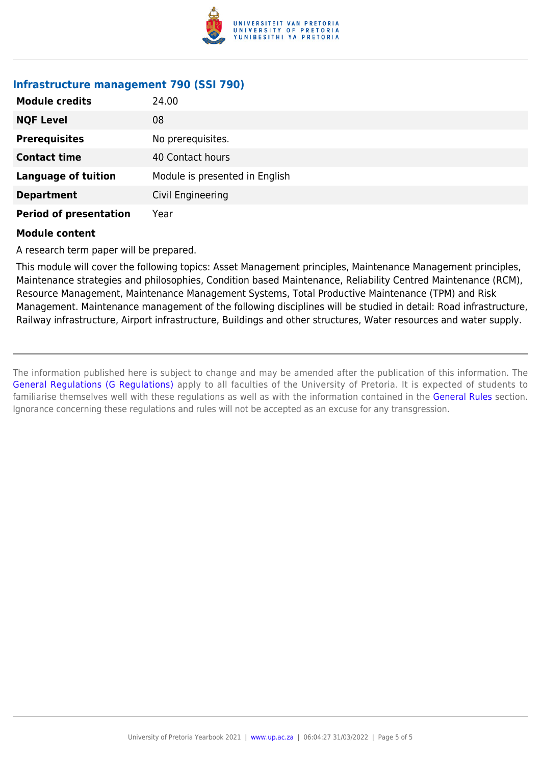## Infrastructure management 790 (SSI 790)

| | |
|---|---|
| **Module credits** | 24.00 |
| **NQF Level** | 08 |
| **Prerequisites** | No prerequisites. |
| **Contact time** | 40 Contact hours |
| **Language of tuition** | Module is presented in English |
| **Department** | Civil Engineering |
| **Period of presentation** | Year |

**Module content**

A research term paper will be prepared.

This module will cover the following topics: Asset Management principles, Maintenance Management principles, Maintenance strategies and philosophies, Condition based Maintenance, Reliability Centred Maintenance (RCM), Resource Management, Maintenance Management Systems, Total Productive Maintenance (TPM) and Risk Management. Maintenance management of the following disciplines will be studied in detail: Road infrastructure, Railway infrastructure, Airport infrastructure, Buildings and other structures, Water resources and water supply.

---

The information published here is subject to change and may be amended after the publication of this information. The General Regulations (G Regulations) apply to all faculties of the University of Pretoria. It is expected of students to familiarise themselves well with these regulations as well as with the information contained in the General Rules section. Ignorance concerning these regulations and rules will not be accepted as an excuse for any transgression.